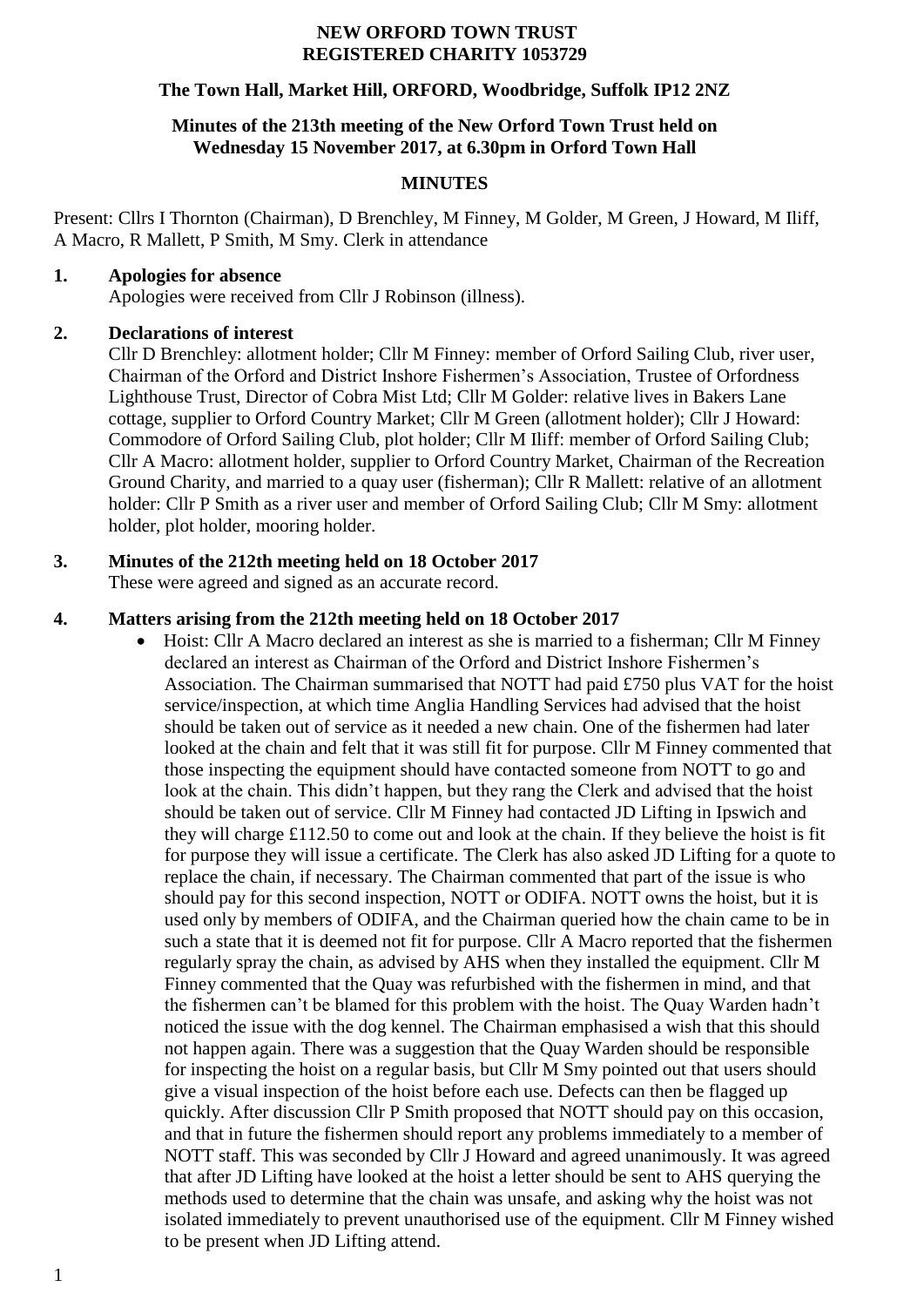**NEW ORFORD TOWN TRUST**
**REGISTERED CHARITY 1053729**

**The Town Hall, Market Hill, ORFORD, Woodbridge, Suffolk IP12 2NZ**

**Minutes of the 213th meeting of the New Orford Town Trust held on Wednesday 15 November 2017, at 6.30pm in Orford Town Hall**

**MINUTES**

Present: Cllrs I Thornton (Chairman), D Brenchley, M Finney, M Golder, M Green, J Howard, M Iliff, A Macro, R Mallett, P Smith, M Smy. Clerk in attendance

**1. Apologies for absence**

Apologies were received from Cllr J Robinson (illness).

**2. Declarations of interest**

Cllr D Brenchley: allotment holder; Cllr M Finney: member of Orford Sailing Club, river user, Chairman of the Orford and District Inshore Fishermen's Association, Trustee of Orfordness Lighthouse Trust, Director of Cobra Mist Ltd; Cllr M Golder: relative lives in Bakers Lane cottage, supplier to Orford Country Market; Cllr M Green (allotment holder); Cllr J Howard: Commodore of Orford Sailing Club, plot holder; Cllr M Iliff: member of Orford Sailing Club; Cllr A Macro: allotment holder, supplier to Orford Country Market, Chairman of the Recreation Ground Charity, and married to a quay user (fisherman); Cllr R Mallett: relative of an allotment holder: Cllr P Smith as a river user and member of Orford Sailing Club; Cllr M Smy: allotment holder, plot holder, mooring holder.

**3. Minutes of the 212th meeting held on 18 October 2017**

These were agreed and signed as an accurate record.

**4. Matters arising from the 212th meeting held on 18 October 2017**

- Hoist: Cllr A Macro declared an interest as she is married to a fisherman; Cllr M Finney declared an interest as Chairman of the Orford and District Inshore Fishermen's Association. The Chairman summarised that NOTT had paid £750 plus VAT for the hoist service/inspection, at which time Anglia Handling Services had advised that the hoist should be taken out of service as it needed a new chain. One of the fishermen had later looked at the chain and felt that it was still fit for purpose. Cllr M Finney commented that those inspecting the equipment should have contacted someone from NOTT to go and look at the chain. This didn't happen, but they rang the Clerk and advised that the hoist should be taken out of service. Cllr M Finney had contacted JD Lifting in Ipswich and they will charge £112.50 to come out and look at the chain. If they believe the hoist is fit for purpose they will issue a certificate. The Clerk has also asked JD Lifting for a quote to replace the chain, if necessary. The Chairman commented that part of the issue is who should pay for this second inspection, NOTT or ODIFA. NOTT owns the hoist, but it is used only by members of ODIFA, and the Chairman queried how the chain came to be in such a state that it is deemed not fit for purpose. Cllr A Macro reported that the fishermen regularly spray the chain, as advised by AHS when they installed the equipment. Cllr M Finney commented that the Quay was refurbished with the fishermen in mind, and that the fishermen can't be blamed for this problem with the hoist. The Quay Warden hadn't noticed the issue with the dog kennel. The Chairman emphasised a wish that this should not happen again. There was a suggestion that the Quay Warden should be responsible for inspecting the hoist on a regular basis, but Cllr M Smy pointed out that users should give a visual inspection of the hoist before each use. Defects can then be flagged up quickly. After discussion Cllr P Smith proposed that NOTT should pay on this occasion, and that in future the fishermen should report any problems immediately to a member of NOTT staff. This was seconded by Cllr J Howard and agreed unanimously. It was agreed that after JD Lifting have looked at the hoist a letter should be sent to AHS querying the methods used to determine that the chain was unsafe, and asking why the hoist was not isolated immediately to prevent unauthorised use of the equipment. Cllr M Finney wished to be present when JD Lifting attend.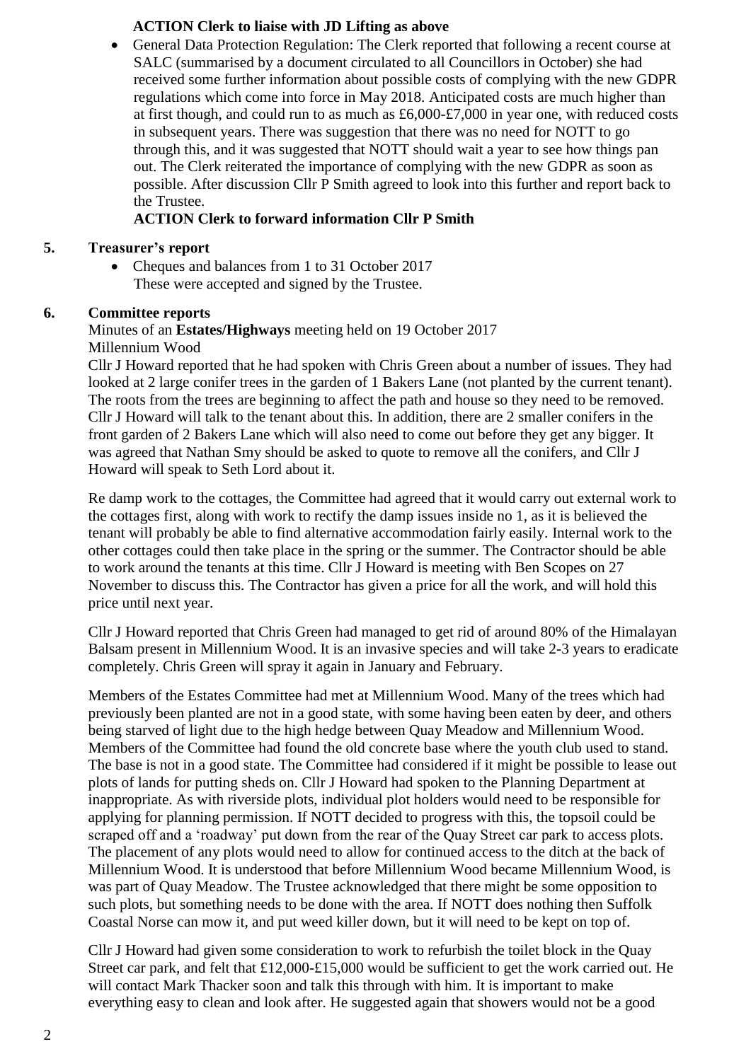**ACTION Clerk to liaise with JD Lifting as above**

- General Data Protection Regulation: The Clerk reported that following a recent course at SALC (summarised by a document circulated to all Councillors in October) she had received some further information about possible costs of complying with the new GDPR regulations which come into force in May 2018. Anticipated costs are much higher than at first though, and could run to as much as £6,000-£7,000 in year one, with reduced costs in subsequent years. There was suggestion that there was no need for NOTT to go through this, and it was suggested that NOTT should wait a year to see how things pan out. The Clerk reiterated the importance of complying with the new GDPR as soon as possible. After discussion Cllr P Smith agreed to look into this further and report back to the Trustee.

**ACTION Clerk to forward information Cllr P Smith**

## 5. Treasurer's report

- Cheques and balances from 1 to 31 October 2017
  These were accepted and signed by the Trustee.

## 6. Committee reports

Minutes of an **Estates/Highways** meeting held on 19 October 2017

Millennium Wood

Cllr J Howard reported that he had spoken with Chris Green about a number of issues. They had looked at 2 large conifer trees in the garden of 1 Bakers Lane (not planted by the current tenant). The roots from the trees are beginning to affect the path and house so they need to be removed. Cllr J Howard will talk to the tenant about this. In addition, there are 2 smaller conifers in the front garden of 2 Bakers Lane which will also need to come out before they get any bigger. It was agreed that Nathan Smy should be asked to quote to remove all the conifers, and Cllr J Howard will speak to Seth Lord about it.

Re damp work to the cottages, the Committee had agreed that it would carry out external work to the cottages first, along with work to rectify the damp issues inside no 1, as it is believed the tenant will probably be able to find alternative accommodation fairly easily. Internal work to the other cottages could then take place in the spring or the summer. The Contractor should be able to work around the tenants at this time. Cllr J Howard is meeting with Ben Scopes on 27 November to discuss this. The Contractor has given a price for all the work, and will hold this price until next year.

Cllr J Howard reported that Chris Green had managed to get rid of around 80% of the Himalayan Balsam present in Millennium Wood. It is an invasive species and will take 2-3 years to eradicate completely. Chris Green will spray it again in January and February.

Members of the Estates Committee had met at Millennium Wood. Many of the trees which had previously been planted are not in a good state, with some having been eaten by deer, and others being starved of light due to the high hedge between Quay Meadow and Millennium Wood. Members of the Committee had found the old concrete base where the youth club used to stand. The base is not in a good state. The Committee had considered if it might be possible to lease out plots of lands for putting sheds on. Cllr J Howard had spoken to the Planning Department at inappropriate. As with riverside plots, individual plot holders would need to be responsible for applying for planning permission. If NOTT decided to progress with this, the topsoil could be scraped off and a 'roadway' put down from the rear of the Quay Street car park to access plots. The placement of any plots would need to allow for continued access to the ditch at the back of Millennium Wood. It is understood that before Millennium Wood became Millennium Wood, is was part of Quay Meadow. The Trustee acknowledged that there might be some opposition to such plots, but something needs to be done with the area. If NOTT does nothing then Suffolk Coastal Norse can mow it, and put weed killer down, but it will need to be kept on top of.

Cllr J Howard had given some consideration to work to refurbish the toilet block in the Quay Street car park, and felt that £12,000-£15,000 would be sufficient to get the work carried out. He will contact Mark Thacker soon and talk this through with him. It is important to make everything easy to clean and look after. He suggested again that showers would not be a good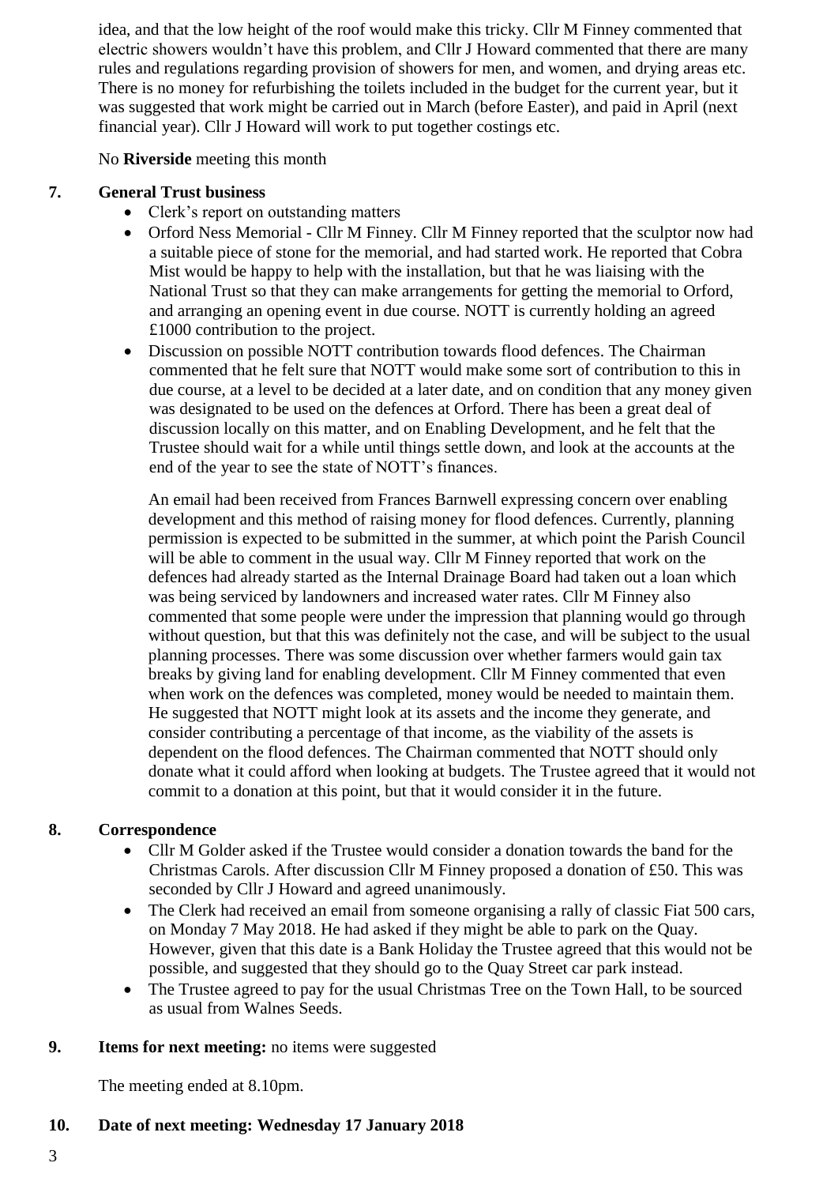idea, and that the low height of the roof would make this tricky. Cllr M Finney commented that electric showers wouldn't have this problem, and Cllr J Howard commented that there are many rules and regulations regarding provision of showers for men, and women, and drying areas etc. There is no money for refurbishing the toilets included in the budget for the current year, but it was suggested that work might be carried out in March (before Easter), and paid in April (next financial year). Cllr J Howard will work to put together costings etc.

No **Riverside** meeting this month

**7. General Trust business**

- Clerk's report on outstanding matters
- Orford Ness Memorial - Cllr M Finney. Cllr M Finney reported that the sculptor now had a suitable piece of stone for the memorial, and had started work. He reported that Cobra Mist would be happy to help with the installation, but that he was liaising with the National Trust so that they can make arrangements for getting the memorial to Orford, and arranging an opening event in due course. NOTT is currently holding an agreed £1000 contribution to the project.
- Discussion on possible NOTT contribution towards flood defences. The Chairman commented that he felt sure that NOTT would make some sort of contribution to this in due course, at a level to be decided at a later date, and on condition that any money given was designated to be used on the defences at Orford. There has been a great deal of discussion locally on this matter, and on Enabling Development, and he felt that the Trustee should wait for a while until things settle down, and look at the accounts at the end of the year to see the state of NOTT's finances.

  An email had been received from Frances Barnwell expressing concern over enabling development and this method of raising money for flood defences. Currently, planning permission is expected to be submitted in the summer, at which point the Parish Council will be able to comment in the usual way. Cllr M Finney reported that work on the defences had already started as the Internal Drainage Board had taken out a loan which was being serviced by landowners and increased water rates. Cllr M Finney also commented that some people were under the impression that planning would go through without question, but that this was definitely not the case, and will be subject to the usual planning processes. There was some discussion over whether farmers would gain tax breaks by giving land for enabling development. Cllr M Finney commented that even when work on the defences was completed, money would be needed to maintain them. He suggested that NOTT might look at its assets and the income they generate, and consider contributing a percentage of that income, as the viability of the assets is dependent on the flood defences. The Chairman commented that NOTT should only donate what it could afford when looking at budgets. The Trustee agreed that it would not commit to a donation at this point, but that it would consider it in the future.

**8. Correspondence**

- Cllr M Golder asked if the Trustee would consider a donation towards the band for the Christmas Carols. After discussion Cllr M Finney proposed a donation of £50. This was seconded by Cllr J Howard and agreed unanimously.
- The Clerk had received an email from someone organising a rally of classic Fiat 500 cars, on Monday 7 May 2018. He had asked if they might be able to park on the Quay. However, given that this date is a Bank Holiday the Trustee agreed that this would not be possible, and suggested that they should go to the Quay Street car park instead.
- The Trustee agreed to pay for the usual Christmas Tree on the Town Hall, to be sourced as usual from Walnes Seeds.

**9. Items for next meeting:** no items were suggested

The meeting ended at 8.10pm.

**10. Date of next meeting: Wednesday 17 January 2018**